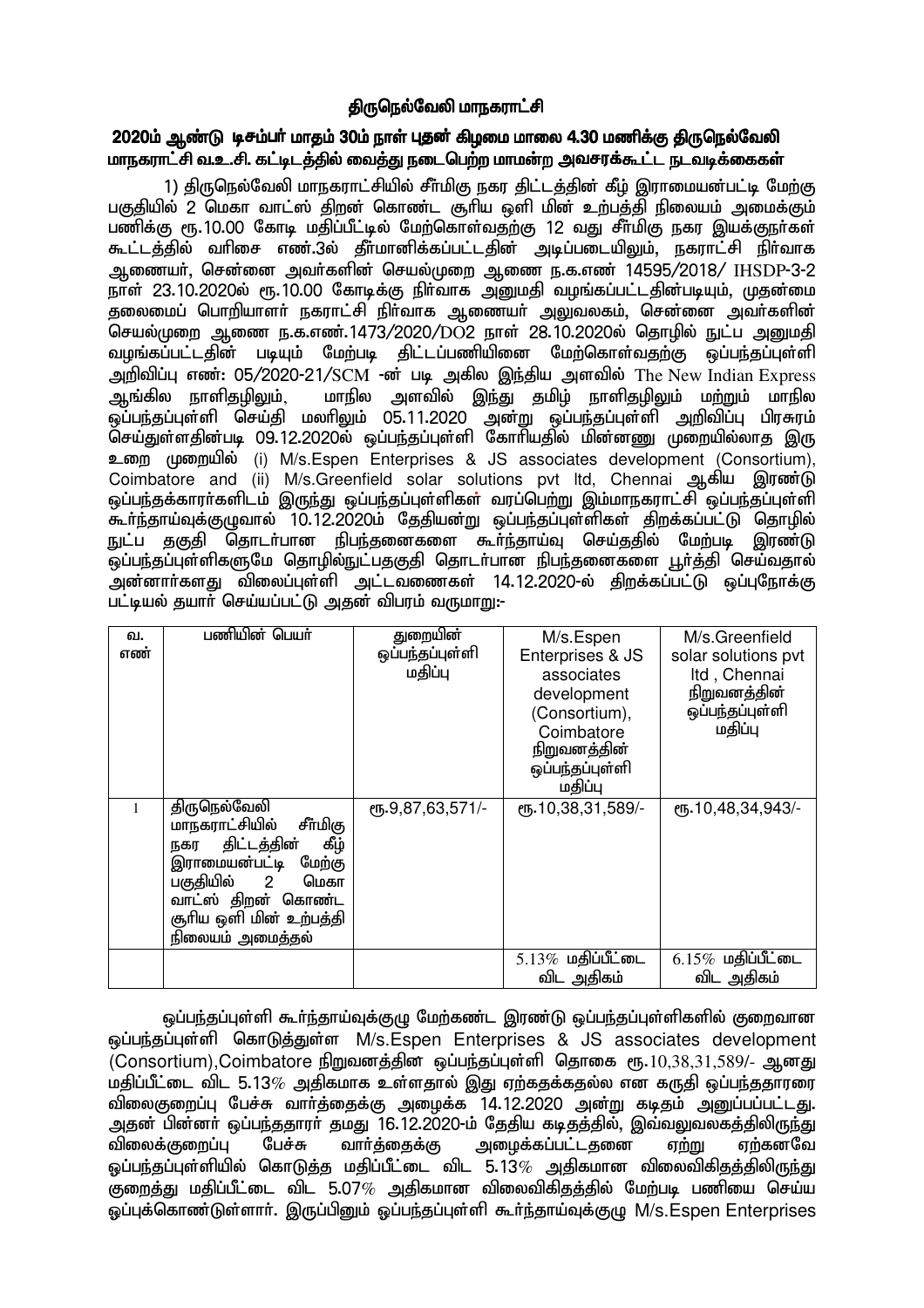## திருநெல்வேலி மாநகராட்சி

### 2020ம் ஆண்டு டிசம்பர் மாதம் 30ம் நாள் புதன் கிழமை மாலை 4.30 மணிக்கு திருநெல்வேலி மாநகராட்சி வ.உ.சி. கட்டிடத்தில் வைத்து நடைபெற்ற மாமன்ற அவசரக்கூட்ட நடவடிக்கைகள்

1) திருநெல்வேலி மாநகராட்சியில் சீர்மிகு நகர திட்டத்தின் கீழ் இராமையன்பட்டி மேற்கு பகுதியில் 2 மெகா வாட்ஸ் திறன் கொண்ட சூரிய ஒளி மின் உற்பத்தி நிலையம் அமைக்கும் பணிக்கு ரூ.10.00 கோடி மதிப்பீட்டில் மேற்கொள்வதற்கு 12 வது சீர்மிகு நகர இயக்குநர்கள் கூட்டத்தில் வரிசை எண்.3ல் தீர்மானிக்கப்பட்டதின் அடிப்படையிலும், நகராட்சி நிர்வாக ஆணையர், சென்னை அவர்களின் செயல்முறை ஆணை ந.க.எண் 14595/2018/ IHSDP-3-2 நாள் 23.10.2020ல் ரூ.10.00 கோடிக்கு நிர்வாக அனுமதி வழங்கப்பட்டதின்படியும், முதன்மை தலைமைப் பொறியாளர் நகராட்சி நிர்வாக ஆணையர் அலுவலகம், சென்னை அவர்களின் செயல்முறை ஆணை ந.க.எண்.1473/2020/DO2 நாள் 28.10.2020ல் தொழில் நுட்ப அனுமதி வழங்கப்பட்டதின் படியும் மேற்படி திட்டப்பணியினை மேற்கொள்வதற்கு ஒப்பந்தப்புள்ளி அறிவிப்பு எண்: 05/2020-21/SCM -ன் படி அகில இந்திய அளவில் The New Indian Express ஆங்கில நாளிதழிலும், மாநில அளவில் இந்து தமிழ் நாளிதழிலும் மற்றும் மாநில ஒப்பந்தப்புள்ளி செய்தி மலரிலும் 05.11.2020 அன்று ஒப்பந்தப்புள்ளி அறிவிப்பு பிரசுரம் செய்துள்ளதின்படி 09.12.2020ல் ஒப்பந்தப்புள்ளி கோரியதில் மின்னணு முறையில்லாத இரு உறை முறையில் (i) M/s.Espen Enterprises & JS associates development (Consortium), Coimbatore and (ii) M/s.Greenfield solar solutions pvt ltd, Chennai ஆகிய இரண்டு ஒப்பந்தக்காரர்களிடம் இருந்து ஒப்பந்தப்புள்ளிகள் வரப்பெற்று இம்மாநகராட்சி ஒப்பந்தப்புள்ளி கூர்ந்தாய்வுக்குழுவால் 10.12.2020ம் தேதியன்று ஒப்பந்தப்புள்ளிகள் திறக்கப்பட்டு தொழில் நுட்ப தகுதி தொடர்பான நிபந்தனைகளை கூர்ந்தாய்வு செய்ததில் மேற்படி இரண்டு ஒப்பந்தப்புள்ளிகளுமே தொழில்நுட்பதகுதி தொடர்பான நிபந்தனைகளை பூர்த்தி செய்வதால் அன்னார்களது விலைப்புள்ளி அட்டவணைகள் 14.12.2020-ல் திறக்கப்பட்டு ஒப்புநோக்கு பட்டியல் தயார் செய்யப்பட்டு அதன் விபரம் வருமாறு:-

| வ. எண் | பணியின் பெயர் | துறையின் ஒப்பந்தப்புள்ளி மதிப்பு | M/s.Espen Enterprises & JS associates development (Consortium), Coimbatore நிறுவனத்தின் ஒப்பந்தப்புள்ளி மதிப்பு | M/s.Greenfield solar solutions pvt ltd , Chennai நிறுவனத்தின் ஒப்பந்தப்புள்ளி மதிப்பு |
|---|---|---|---|---|
| 1 | திருநெல்வேலி மாநகராட்சியில் சீர்மிகு நகர திட்டத்தின் கீழ் இராமையன்பட்டி மேற்கு பகுதியில் 2 மெகா வாட்ஸ் திறன் கொண்ட சூரிய ஒளி மின் உற்பத்தி நிலையம் அமைத்தல் | ரூ.9,87,63,571/- | ரூ.10,38,31,589/- | ரூ.10,48,34,943/- |
| | | | 5.13% மதிப்பீட்டை விட அதிகம் | 6.15% மதிப்பீட்டை விட அதிகம் |

ஒப்பந்தப்புள்ளி கூர்ந்தாய்வுக்குழு மேற்கண்ட இரண்டு ஒப்பந்தப்புள்ளிகளில் குறைவான ஒப்பந்தப்புள்ளி கொடுத்துள்ள M/s.Espen Enterprises & JS associates development (Consortium),Coimbatore நிறுவனத்தின் ஒப்பந்தப்புள்ளி தொகை ரூ.10,38,31,589/- ஆனது மதிப்பீட்டை விட 5.13% அதிகமாக உள்ளதால் இது ஏற்கதக்கதல்ல என கருதி ஒப்பந்ததாரரை விலைகுறைப்பு பேச்சு வார்த்தைக்கு அழைக்க 14.12.2020 அன்று கடிதம் அனுப்பப்பட்டது. அதன் பின்னர் ஒப்பந்ததாரர் தமது 16.12.2020-ம் தேதிய கடிதத்தில், இவ்வலுவலகத்திலிருந்து விலைக்குறைப்பு பேச்சு வார்த்தைக்கு அழைக்கப்பட்டதனை ஏற்று ஏற்கனவே ஒப்பந்தப்புள்ளியில் கொடுத்த மதிப்பீட்டை விட 5.13% அதிகமான விலைவிகிதத்திலிருந்து குறைத்து மதிப்பீட்டை விட 5.07% அதிகமான விலைவிகிதத்தில் மேற்படி பணியை செய்ய ஒப்புக்கொண்டுள்ளார். இருப்பினும் ஒப்பந்தப்புள்ளி கூர்ந்தாய்வுக்குழு M/s.Espen Enterprises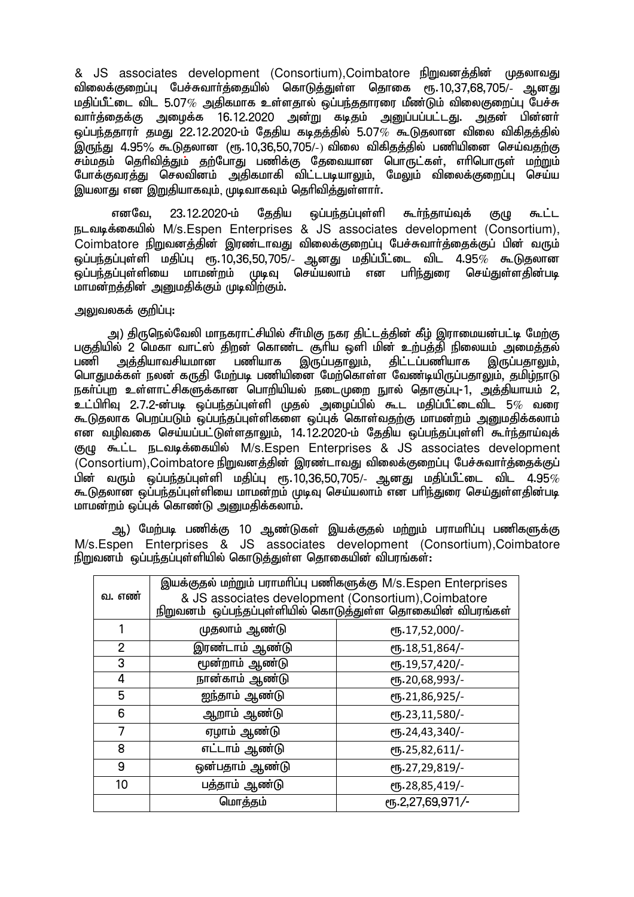& JS associates development (Consortium),Coimbatore நிறுவனத்தின் முதலாவது விலைக்குறைப்பு பேச்சுவார்த்தையில் கொடுத்துள்ள தொகை ரூ.10,37,68,705/- ஆனது மதிப்பீட்டை விட 5.07% அதிகமாக உள்ளதால் ஒப்பந்ததாரரை மீண்டும் விலைகுறைப்பு பேச்சு வார்த்தைக்கு அழைக்க 16.12.2020 அன்று கடிதம் அனுப்பப்பட்டது. அதன் பின்னர் ஒப்பந்ததாரர் தமது 22.12.2020-ம் தேதிய கடிதத்தில் 5.07% கூடுதலான விலை விகிதத்தில் இருந்து 4.95% கூடுதலான (ரூ.10,36,50,705/-) விலை விகிதத்தில் பணியினை செய்வதற்கு சம்மதம் தெரிவித்தும் தற்போது பணிக்கு தேவையான பொருட்கள், எரிபொருள் மற்றும் போக்குவரத்து செலவினம் அதிகமாகி விட்டபடியாலும், மேலும் விலைக்குறைப்பு செய்ய இயலாது என இறுதியாகவும், முடிவாகவும் தெரிவித்துள்ளார்.

எனவே, 23.12.2020-ம் தேதிய ஒப்பந்தப்புள்ளி கூர்ந்தாய்வுக் குழு கூட்ட நடவடிக்கையில் M/s.Espen Enterprises & JS associates development (Consortium), Coimbatore நிறுவனத்தின் இரண்டாவது விலைக்குறைப்பு பேச்சுவார்த்தைக்குப் பின் வரும் ஒப்பந்தப்புள்ளி மதிப்பு ரூ.10,36,50,705/- ஆனது மதிப்பீட்டை விட 4.95% கூடுதலான ஒப்பந்தப்புள்ளியை மாமன்றம் முடிவு செய்யலாம் என பரிந்துரை செய்துள்ளதின்படி மாமன்றத்தின் அனுமதிக்கும் முடிவிற்கும்.

அலுவலகக் குறிப்பு:

அ) திருநெல்வேலி மாநகராட்சியில் சீர்மிகு நகர திட்டத்தின் கீழ் இராமையன்பட்டி மேற்கு பகுதியில் 2 மெகா வாட்ஸ் திறன் கொண்ட சூரிய ஒளி மின் உற்பத்தி நிலையம் அமைத்தல் பணி அத்தியாவசியமான பணியாக இருப்பதாலும், திட்டப்பணியாக இருப்பதாலும், பொதுமக்கள் நலன் கருதி மேற்படி பணியினை மேற்கொள்ள வேண்டியிருப்பதாலும், தமிழ்நாடு நகர்ப்புற உள்ளாட்சிகளுக்கான பொறியியல் நடைமுறை நூல் தொகுப்பு-1, அத்தியாயம் 2, உட்பிரிவு 2.7.2-ன்படி ஒப்பந்தப்புள்ளி முதல் அழைப்பில் கூட மதிப்பீட்டைவிட 5% வரை கூடுதலாக பெறப்படும் ஒப்பந்தப்புள்ளிகளை ஒப்புக் கொள்வதற்கு மாமன்றம் அனுமதிக்கலாம் என வழிவகை செய்யப்பட்டுள்ளதாலும், 14.12.2020-ம் தேதிய ஒப்பந்தப்புள்ளி கூர்ந்தாய்வுக் குழு கூட்ட நடவடிக்கையில் M/s.Espen Enterprises & JS associates development (Consortium),Coimbatore நிறுவனத்தின் இரண்டாவது விலைக்குறைப்பு பேச்சுவார்த்தைக்குப் பின் வரும் ஒப்பந்தப்புள்ளி மதிப்பு ரூ.10,36,50,705/- ஆனது மதிப்பீட்டை விட 4.95% கூடுதலான ஒப்பந்தப்புள்ளியை மாமன்றம் முடிவு செய்யலாம் என பரிந்துரை செய்துள்ளதின்படி மாமன்றம் ஒப்புக் கொண்டு அனுமதிக்கலாம்.

ஆ) மேற்படி பணிக்கு 10 ஆண்டுகள் இயக்குதல் மற்றும் பராமரிப்பு பணிகளுக்கு M/s.Espen Enterprises & JS associates development (Consortium),Coimbatore நிறுவனம் ஒப்பந்தப்புள்ளியில் கொடுத்துள்ள தொகையின் விபரங்கள்:

| வ. எண் | இயக்குதல் மற்றும் பராமரிப்பு பணிகளுக்கு M/s.Espen Enterprises & JS associates development (Consortium),Coimbatore நிறுவனம் ஒப்பந்தப்புள்ளியில் கொடுத்துள்ள தொகையின் விபரங்கள் | |
|---|---|---|
| 1 | முதலாம் ஆண்டு | ரூ.17,52,000/- |
| 2 | இரண்டாம் ஆண்டு | ரூ.18,51,864/- |
| 3 | மூன்றாம் ஆண்டு | ரூ.19,57,420/- |
| 4 | நான்காம் ஆண்டு | ரூ.20,68,993/- |
| 5 | ஐந்தாம் ஆண்டு | ரூ.21,86,925/- |
| 6 | ஆறாம் ஆண்டு | ரூ.23,11,580/- |
| 7 | ஏழாம் ஆண்டு | ரூ.24,43,340/- |
| 8 | எட்டாம் ஆண்டு | ரூ.25,82,611/- |
| 9 | ஒன்பதாம் ஆண்டு | ரூ.27,29,819/- |
| 10 | பத்தாம் ஆண்டு | ரூ.28,85,419/- |
| | மொத்தம் | ரூ.2,27,69,971/- |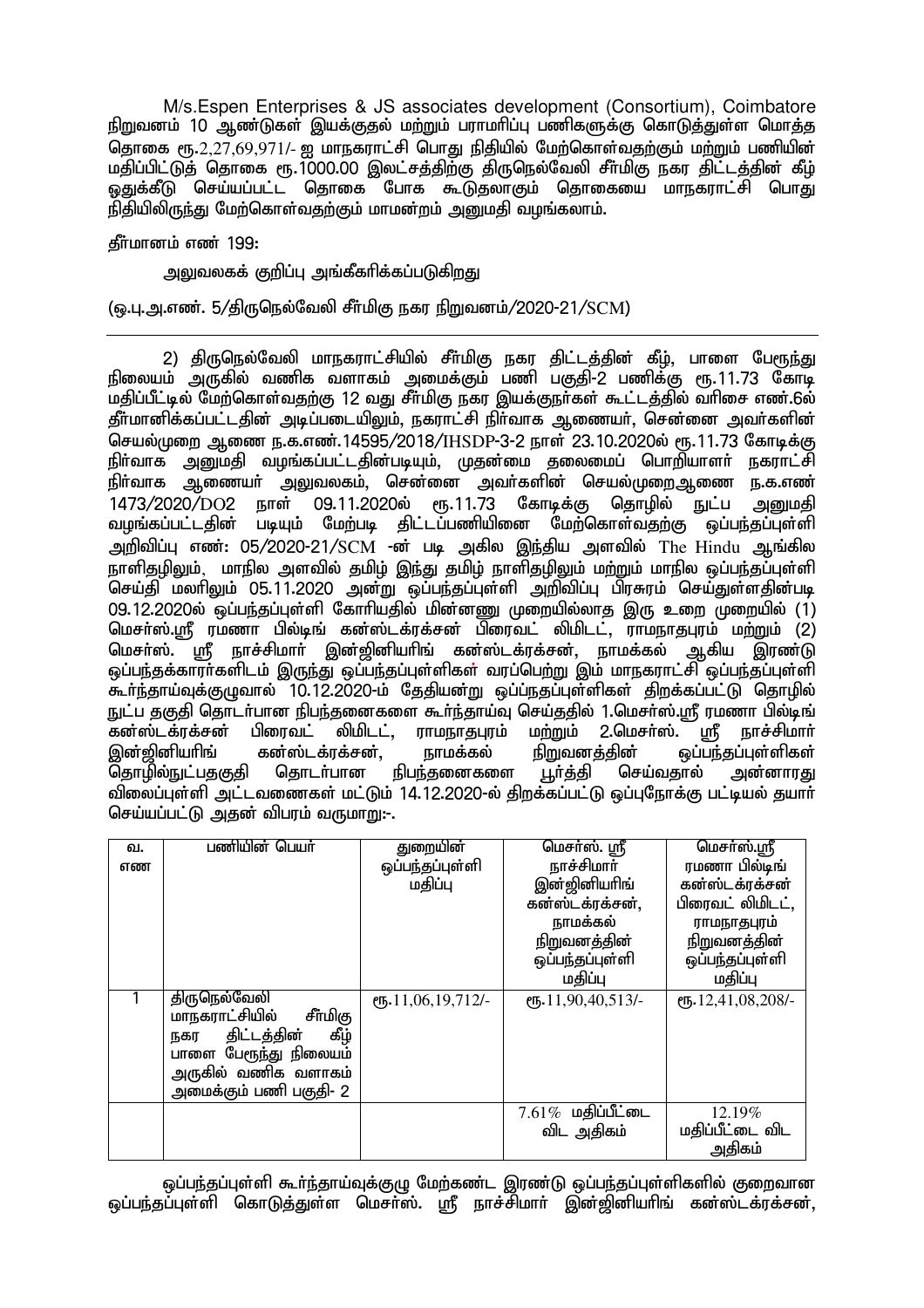M/s.Espen Enterprises & JS associates development (Consortium), Coimbatore நிறுவனம் 10 ஆண்டுகள் இயக்குதல் மற்றும் பராமரிப்பு பணிகளுக்கு கொடுத்துள்ள மொத்த தொகை ரூ.2,27,69,971/- ஐ மாநகராட்சி பொது நிதியில் மேற்கொள்வதற்கும் மற்றும் பணியின் மதிப்பீட்டுத் தொகை ரூ.1000.00 இலட்சத்திற்கு திருநெல்வேலி சீர்மிகு நகர திட்டத்தின் கீழ் ஒதுக்கீடு செய்யப்பட்ட தொகை போக கூடுதலாகும் தொகையை மாநகராட்சி பொது நிதியிலிருந்து மேற்கொள்வதற்கும் மாமன்றம் அனுமதி வழங்கலாம்.

தீர்மானம் எண் 199:

அலுவலகக் குறிப்பு அங்கீகரிக்கப்படுகிறது

(ஒ.பு.அ.எண். 5/திருநெல்வேலி சீர்மிகு நகர நிறுவனம்/2020-21/SCM)

---

2) திருநெல்வேலி மாநகராட்சியில் சீர்மிகு நகர திட்டத்தின் கீழ், பாளை பேரூந்து நிலையம் அருகில் வணிக வளாகம் அமைக்கும் பணி பகுதி-2 பணிக்கு ரூ.11.73 கோடி மதிப்பீட்டில் மேற்கொள்வதற்கு 12 வது சீர்மிகு நகர இயக்குநர்கள் கூட்டத்தில் வரிசை எண்.6ல் தீர்மானிக்கப்பட்டதின் அடிப்படையிலும், நகராட்சி நிர்வாக ஆணையர், சென்னை அவர்களின் செயல்முறை ஆணை ந.க.எண்.14595/2018/IHSDP-3-2 நாள் 23.10.2020ல் ரூ.11.73 கோடிக்கு நிர்வாக அனுமதி வழங்கப்பட்டதின்படியும், முதன்மை தலைமைப் பொறியாளர் நகராட்சி நிர்வாக ஆணையர் அலுவலகம், சென்னை அவர்களின் செயல்முறைஆணை ந.க.எண் 1473/2020/DO2 நாள் 09.11.2020ல் ரூ.11.73 கோடிக்கு தொழில் நுட்ப அனுமதி வழங்கப்பட்டதின் படியும் மேற்படி திட்டப்பணியினை மேற்கொள்வதற்கு ஒப்பந்தப்புள்ளி அறிவிப்பு எண்: 05/2020-21/SCM -ன் படி அகில இந்திய அளவில் The Hindu ஆங்கில நாளிதழிலும், மாநில அளவில் தமிழ் இந்து தமிழ் நாளிதழிலும் மற்றும் மாநில ஒப்பந்தப்புள்ளி செய்தி மலரிலும் 05.11.2020 அன்று ஒப்பந்தப்புள்ளி அறிவிப்பு பிரசுரம் செய்துள்ளதின்படி 09.12.2020ல் ஒப்பந்தப்புள்ளி கோரியதில் மின்னணு முறையில்லாத இரு உறை முறையில் (1) மெசர்ஸ்.ஸ்ரீ ரமணா பில்டிங் கன்ஸ்டக்ரக்சன் பிரைவட் லிமிடட், ராமநாதபுரம் மற்றும் (2) மெசர்ஸ். ஸ்ரீ நாச்சிமார் இன்ஜினியரிங் கன்ஸ்டக்ரக்சன், நாமக்கல் ஆகிய இரண்டு ஒப்பந்தக்காரர்களிடம் இருந்து ஒப்பந்தப்புள்ளிகள் வரப்பெற்று இம் மாநகராட்சி ஒப்பந்தப்புள்ளி கூர்ந்தாய்வுக்குழுவால் 10.12.2020-ம் தேதியன்று ஒப்பநதப்புள்ளிகள் திறக்கப்பட்டு தொழில் நுட்ப தகுதி தொடர்பான நிபந்தனைகளை கூர்ந்தாய்வு செய்ததில் 1.மெசர்ஸ்.ஸ்ரீ ரமணா பில்டிங் கன்ஸ்டக்ரக்சன் பிரைவட் லிமிடட், ராமநாதபுரம் மற்றும் 2.மெசர்ஸ். ஸ்ரீ நாச்சிமார் இன்ஜினியரிங் கன்ஸ்டக்ரக்சன், நாமக்கல் நிறுவனத்தின் ஒப்பந்தப்புள்ளிகள் தொழில்நுட்பதகுதி தொடர்பான நிபந்தனைகளை பூர்த்தி செய்வதால் அன்னாரது விலைப்புள்ளி அட்டவணைகள் மட்டும் 14.12.2020-ல் திறக்கப்பட்டு ஒப்புநோக்கு பட்டியல் தயார் செய்யப்பட்டு அதன் விபரம் வருமாறு:-.

| வ. எண | பணியின் பெயர் | துறையின் ஒப்பந்தப்புள்ளி மதிப்பு | மெசர்ஸ். ஸ்ரீ நாச்சிமார் இன்ஜினியரிங் கன்ஸ்டக்ரக்சன், நாமக்கல் நிறுவனத்தின் ஒப்பந்தப்புள்ளி மதிப்பு | மெசர்ஸ்.ஸ்ரீ ரமணா பில்டிங் கன்ஸ்டக்ரக்சன் பிரைவட் லிமிடட், ராமநாதபுரம் நிறுவனத்தின் ஒப்பந்தப்புள்ளி மதிப்பு |
|---|---|---|---|---|
| 1 | திருநெல்வேலி மாநகராட்சியில் சீர்மிகு நகர திட்டத்தின் கீழ் பாளை பேரூந்து நிலையம் அருகில் வணிக வளாகம் அமைக்கும் பணி பகுதி- 2 | ரூ.11,06,19,712/- | ரூ.11,90,40,513/- | ரூ.12,41,08,208/- |
| | | | 7.61% மதிப்பீட்டை விட அதிகம் | 12.19% மதிப்பீட்டை விட அதிகம் |

ஒப்பந்தப்புள்ளி கூர்ந்தாய்வுக்குழு மேற்கண்ட இரண்டு ஒப்பந்தப்புள்ளிகளில் குறைவான ஒப்பந்தப்புள்ளி கொடுத்துள்ள மெசர்ஸ். ஸ்ரீ நாச்சிமார் இன்ஜினியரிங் கன்ஸ்டக்ரக்சன்,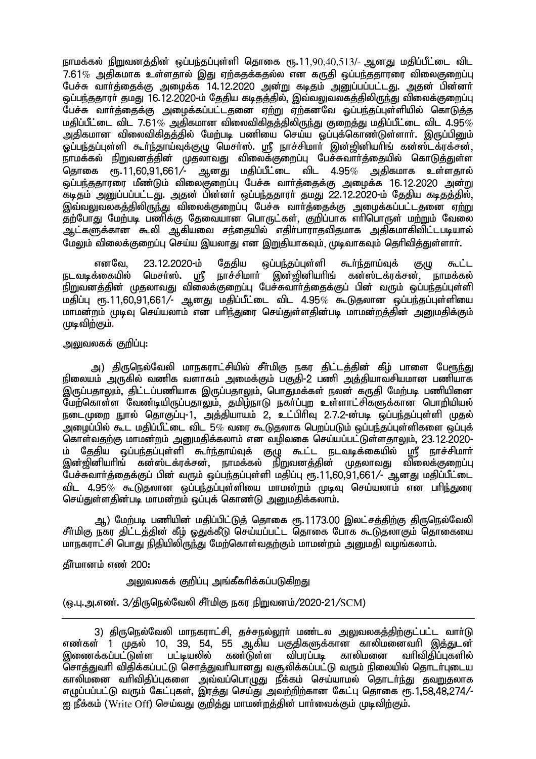நாமக்கல் நிறுவனத்தின் ஒப்பந்தப்புள்ளி தொகை ரூ.11,90,40,513/- ஆனது மதிப்பீட்டை விட 7.61% அதிகமாக உள்ளதால் இது ஏற்கதக்கதல்ல என கருதி ஒப்பந்ததாரரை விலைகுறைப்பு பேச்சு வார்த்தைக்கு அழைக்க 14.12.2020 அன்று கடிதம் அனுப்பப்பட்டது. அதன் பின்னர் ஒப்பந்ததாரர் தமது 16.12.2020-ம் தேதிய கடிதத்தில், இவ்வலுவலகத்திலிருந்து விலைக்குறைப்பு பேச்சு வார்த்தைக்கு அழைக்கப்பட்டதனை ஏற்று ஏற்கனவே ஓப்பந்தப்புள்ளியில் கொடுத்த மதிப்பீட்டை விட 7.61% அதிகமான விலைவிகிதத்திலிருந்து குறைத்து மதிப்பீட்டை விட 4.95% அதிகமான விலைவிகிதத்தில் மேற்படி பணியை செய்ய ஒப்புக்கொண்டுள்ளார். இருப்பினும் ஒப்பந்தப்புள்ளி கூர்ந்தாய்வுக்குழு மெசர்ஸ். ஸ்ரீ நாச்சிமார் இன்ஜினியரிங் கன்ஸ்டக்ரக்சன், நாமக்கல் நிறுவனத்தின் முதலாவது விலைக்குறைப்பு பேச்சுவார்த்தையில் கொடுத்துள்ள தொகை ரூ.11,60,91,661/- ஆனது மதிப்பீட்டை விட 4.95% அதிகமாக உள்ளதால் ஒப்பந்ததாரரை மீண்டும் விலைகுறைப்பு பேச்சு வார்த்தைக்கு அழைக்க 16.12.2020 அன்று கடிதம் அனுப்பப்பட்டது. அதன் பின்னர் ஒப்பந்ததாரர் தமது 22.12.2020-ம் தேதிய கடிதத்தில், இவ்வலுவலகத்திலிருந்து விலைக்குறைப்பு பேச்சு வார்த்தைக்கு அழைக்கப்பட்டதனை ஏற்று தற்போது மேற்படி பணிக்கு தேவையான பொருட்கள், குறிப்பாக எரிபொருள் மற்றும் வேலை ஆட்களுக்கான கூலி ஆகியவை சந்தையில் எதிர்பாராதவிதமாக அதிகமாகிவிட்டபடியால் மேலும் விலைக்குறைப்பு செய்ய இயலாது என இறுதியாகவும், முடிவாகவும் தெரிவித்துள்ளார்.

எனவே, 23.12.2020-ம் தேதிய ஒப்பந்தப்புள்ளி கூர்ந்தாய்வுக் குழு கூட்ட நடவடிக்கையில் மெசர்ஸ். ஸ்ரீ நாச்சிமார் இன்ஜினியரிங் கன்ஸ்டக்ரக்சன், நாமக்கல் நிறுவனத்தின் முதலாவது விலைக்குறைப்பு பேச்சுவார்த்தைக்குப் பின் வரும் ஒப்பந்தப்புள்ளி மதிப்பு ரூ.11,60,91,661/- ஆனது மதிப்பீட்டை விட 4.95% கூடுதலான ஒப்பந்தப்புள்ளியை மாமன்றம் முடிவு செய்யலாம் என பரிந்துரை செய்துள்ளதின்படி மாமன்றத்தின் அனுமதிக்கும் முடிவிற்கும்.

அலுவலகக் குறிப்பு:

அ) திருநெல்வேலி மாநகராட்சியில் சீர்மிகு நகர திட்டத்தின் கீழ் பாளை பேருந்து நிலையம் அருகில் வணிக வளாகம் அமைக்கும் பகுதி-2 பணி அத்தியாவசியமான பணியாக இருப்பதாலும், திட்டப்பணியாக இருப்பதாலும், பொதுமக்கள் நலன் கருதி மேற்படி பணியினை மேற்கொள்ள வேண்டியிருப்பதாலும், தமிழ்நாடு நகர்ப்புற உள்ளாட்சிகளுக்கான பொறியியல் நடைமுறை நூல் தொகுப்பு-1, அத்தியாயம் 2, உட்பிரிவு 2.7.2-ன்படி ஒப்பந்தப்புள்ளி முதல் அழைப்பில் கூட மதிப்பீட்டை விட 5% வரை கூடுதலாக பெறப்படும் ஒப்பந்தப்புள்ளிகளை ஒப்புக் கொள்வதற்கு மாமன்றம் அனுமதிக்கலாம் என வழிவகை செய்யப்பட்டுள்ளதாலும், 23.12.2020-ம் தேதிய ஒப்பந்தப்புள்ளி கூர்ந்தாய்வுக் குழு கூட்ட நடவடிக்கையில் ஸ்ரீ நாச்சிமார் இன்ஜினியரிங் கன்ஸ்டக்ரக்சன், நாமக்கல் நிறுவனத்தின் முதலாவது விலைக்குறைப்பு பேச்சுவார்த்தைக்குப் பின் வரும் ஒப்பந்தப்புள்ளி மதிப்பு ரூ.11,60,91,661/- ஆனது மதிப்பீட்டை விட 4.95% கூடுதலான ஒப்பந்தப்புள்ளியை மாமன்றம் முடிவு செய்யலாம் என பரிந்துரை செய்துள்ளதின்படி மாமன்றம் ஒப்புக் கொண்டு அனுமதிக்கலாம்.

ஆ) மேற்படி பணியின் மதிப்பிட்டுத் தொகை ரூ.1173.00 இலட்சத்திற்கு திருநெல்வேலி சீர்மிகு நகர திட்டத்தின் கீழ் ஒதுக்கீடு செய்யப்பட்ட தொகை போக கூடுதலாகும் தொகையை மாநகராட்சி பொது நிதியிலிருந்து மேற்கொள்வதற்கும் மாமன்றம் அனுமதி வழங்கலாம்.

தீர்மானம் எண் 200:

அலுவலகக் குறிப்பு அங்கீகரிக்கப்படுகிறது

(ஒ.பு.அ.எண். 3/திருநெல்வேலி சீர்மிகு நகர நிறுவனம்/2020-21/SCM)

---

3) திருநெல்வேலி மாநகராட்சி, தச்சநல்லூர் மண்டல அலுவலகத்திற்குட்பட்ட வார்டு எண்கள் 1 முதல் 10, 39, 54, 55 ஆகிய பகுதிகளுக்கான காலிமனைவரி இத்துடன் இணைக்கப்பட்டுள்ள பட்டியலில் கண்டுள்ள விபரப்படி காலிமனை வரிவிதிப்புகளில் சொத்துவரி விதிக்கப்பட்டு சொத்துவரியானது வசூலிக்கப்பட்டு வரும் நிலையில் தொடர்புடைய காலிமனை வரிவிதிப்புகளை அவ்வப்பொழுது நீக்கம் செய்யாமல் தொடர்ந்து தவறுதலாக எழுப்பப்பட்டு வரும் கேட்புகள், இரத்து செய்து அவற்றிற்கான கேட்பு தொகை ரூ.1,58,48,274/- ஐ நீக்கம் (Write Off) செய்வது குறித்து மாமன்றத்தின் பார்வைக்கும் முடிவிற்கும்.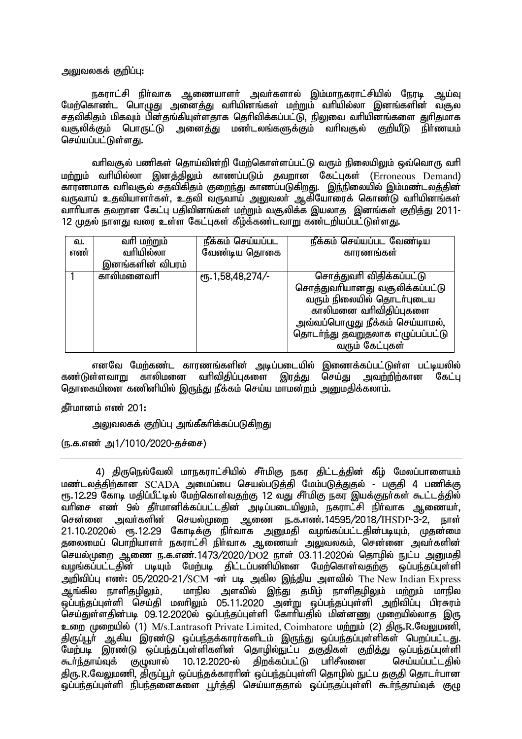அலுவலகக் குறிப்பு:

நகராட்சி நிர்வாக ஆணையாளர் அவர்களால் இம்மாநகராட்சியில் நேரடி ஆய்வு மேற்கொண்ட பொழுது அனைத்து வரியினங்கள் மற்றும் வரியில்லா இனங்களின் வசூல சதவிகிதம் மிகவும் பின்தங்கியுள்ளதாக தெரிவிக்கப்பட்டு, நிலுவை வரியினங்களை துரிதமாக வசூலிக்கும் பொருட்டு அனைத்து மண்டலங்களுக்கும் வரிவசூல் குறியீடு நிர்ணயம் செய்யப்பட்டுள்ளது.

வரிவசூல் பணிகள் தொய்வின்றி மேற்கொள்ளப்பட்டு வரும் நிலையிலும் ஒவ்வொரு வரி மற்றும் வரியில்லா இனத்திலும் காணப்படும் தவறான கேட்புகள் (Erroneous Demand) காரணமாக வரிவசூல் சதவிகிதம் குறைந்து காணப்படுகிறது. இந்நிலையில் இம்மண்டலத்தின் வருவாய் உதவியாளர்கள், உதவி வருவாய் அலுவலர் ஆகியோரைக் கொண்டு வரியினங்கள் வாரியாக தவறான கேட்பு பதிவினங்கள் மற்றும் வசூலிக்க இயலாத இனங்கள் குறித்து 2011-12 முதல் நாளது வரை உள்ள கேட்புகள் கீழ்க்கண்டவாறு கண்டறியப்பட்டுள்ளது.

| வ. எண் | வரி மற்றும் வரியில்லா இனங்களின் விபரம் | நீக்கம் செய்யப்பட வேண்டிய தொகை | நீக்கம் செய்யப்பட வேண்டிய காரணங்கள் |
|---|---|---|---|
| 1 | காலிமனைவரி | ரூ.1,58,48,274/- | சொத்துவரி விதிக்கப்பட்டு சொத்துவரியானது வசூலிக்கப்பட்டு வரும் நிலையில் தொடர்புடைய காலிமனை வரிவிதிப்புகளை அவ்வப்பொழுது நீக்கம் செய்யாமல், தொடர்ந்து தவறுதலாக எழுப்பப்பட்டு வரும் கேட்புகள் |

எனவே மேற்கண்ட காரணங்களின் அடிப்படையில் இணைக்கப்பட்டுள்ள பட்டியலில் கண்டுள்ளவாறு காலிமனை வரிவிதிப்புகளை இரத்து செய்து அவற்றிற்கான கேட்பு தொகையினை கணினியில் இருந்து நீக்கம் செய்ய மாமன்றம் அனுமதிக்கலாம்.

தீர்மானம் எண் 201:

அலுவலகக் குறிப்பு அங்கீகரிக்கப்படுகிறது

(ந.க.எண் அ1/1010/2020-தச்சை)

---

4) திருநெல்வேலி மாநகராட்சியில் சீர்மிகு நகர திட்டத்தின் கீழ் மேலப்பாளையம் மண்டலத்திற்கான SCADA அமைப்பை செயல்படுத்தி மேம்படுத்துதல் - பகுதி 4 பணிக்கு ரூ.12.29 கோடி மதிப்பீட்டில் மேற்கொள்வதற்கு 12 வது சீர்மிகு நகர இயக்குநர்கள் கூட்டத்தில் வரிசை எண் 9ல் தீர்மானிக்கப்பட்டதின் அடிப்படையிலும், நகராட்சி நிர்வாக ஆணையர், சென்னை அவர்களின் செயல்முறை ஆணை ந.க.எண்.14595/2018/IHSDP-3-2, நாள் 21.10.2020ல் ரூ.12.29 கோடிக்கு நிர்வாக அனுமதி வழங்கப்பட்டதின்படியும், முதன்மை தலைமைப் பொறியாளர் நகராட்சி நிர்வாக ஆணையர் அலுவலகம், சென்னை அவர்களின் செயல்முறை ஆணை ந.க.எண்.1473/2020/DO2 நாள் 03.11.2020ல் தொழில் நுட்ப அனுமதி வழங்கப்பட்டதின் படியும் மேற்படி திட்டப்பணியினை மேற்கொள்வதற்கு ஒப்பந்தப்புள்ளி அறிவிப்பு எண்: 05/2020-21/SCM -ன் படி அகில இந்திய அளவில் The New Indian Express ஆங்கில நாளிதழிலும், மாநில அளவில் இந்து தமிழ் நாளிதழிலும் மற்றும் மாநில ஒப்பந்தப்புள்ளி செய்தி மலரிலும் 05.11.2020 அன்று ஒப்பந்தப்புள்ளி அறிவிப்பு பிரசுரம் செய்துள்ளதின்படி 09.12.2020ல் ஒப்பந்தப்புள்ளி கோரியதில் மின்னணு முறையில்லாத இரு உறை முறையில் (1) M/s.Lantrasoft Private Limited, Coimbatore மற்றும் (2) திரு.R.வேலுமணி, திருப்பூர் ஆகிய இரண்டு ஒப்பந்தக்காரர்களிடம் இருந்து ஒப்பந்தப்புள்ளிகள் பெறப்பட்டது. மேற்படி இரண்டு ஒப்பந்தப்புள்ளிகளின் தொழில்நுட்ப தகுதிகள் குறித்து ஒப்பந்தப்புள்ளி கூர்ந்தாய்வுக் குழுவால் 10.12.2020-ல் திறக்கப்பட்டு பரிசீலனை செய்யப்பட்டதில் திரு.R.வேலுமணி, திருப்பூர் ஒப்பந்தக்காரரின் ஒப்பந்தப்புள்ளி தொழில் நுட்ப தகுதி தொடர்பான ஒப்பந்தப்புள்ளி நிபந்தனைகளை பூர்த்தி செய்யாததால் ஒப்பநதப்புள்ளி கூர்ந்தாய்வுக் குழு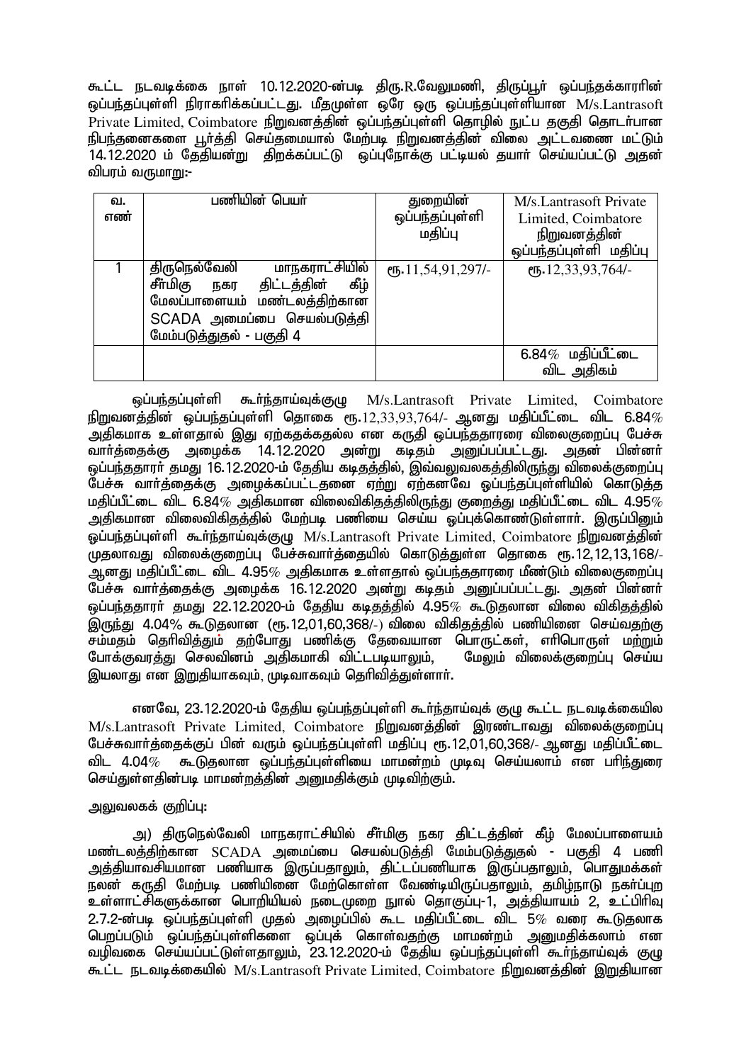கூட்ட நடவடிக்கை நாள் 10.12.2020-ன்படி திரு.R.வேலுமணி, திருப்பூர் ஒப்பந்தக்காரரின் ஒப்பந்தப்புள்ளி நிராகரிக்கப்பட்டது. மீதமுள்ள ஒரே ஒரு ஒப்பந்தப்புள்ளியான M/s.Lantrasoft Private Limited, Coimbatore நிறுவனத்தின் ஒப்பந்தப்புள்ளி தொழில் நுட்ப தகுதி தொடர்பான நிபந்தனைகளை பூர்த்தி செய்தமையால் மேற்படி நிறுவனத்தின் விலை அட்டவணை மட்டும் 14.12.2020 ம் தேதியன்று திறக்கப்பட்டு ஒப்புநோக்கு பட்டியல் தயார் செய்யப்பட்டு அதன் விபரம் வருமாறு:-

| வ. எண் | பணியின் பெயர் | துறையின் ஒப்பந்தப்புள்ளி மதிப்பு | M/s.Lantrasoft Private Limited, Coimbatore நிறுவனத்தின் ஒப்பந்தப்புள்ளி மதிப்பு |
|---|---|---|---|
| 1 | திருநெல்வேலி மாநகராட்சியில் சீர்மிகு நகர திட்டத்தின் கீழ் மேலப்பாளையம் மண்டலத்திற்கான SCADA அமைப்பை செயல்படுத்தி மேம்படுத்துதல் - பகுதி 4 | ரூ.11,54,91,297/- | ரூ.12,33,93,764/- |
| | | | 6.84% மதிப்பீட்டை விட அதிகம் |

ஒப்பந்தப்புள்ளி கூர்ந்தாய்வுக்குழு M/s.Lantrasoft Private Limited, Coimbatore நிறுவனத்தின் ஒப்பந்தப்புள்ளி தொகை ரூ.12,33,93,764/- ஆனது மதிப்பீட்டை விட 6.84% அதிகமாக உள்ளதால் இது ஏற்கதக்கதல்ல என கருதி ஒப்பந்ததாரரை விலைகுறைப்பு பேச்சு வார்த்தைக்கு அழைக்க 14.12.2020 அன்று கடிதம் அனுப்பப்பட்டது. அதன் பின்னர் ஒப்பந்ததாரர் தமது 16.12.2020-ம் தேதிய கடிதத்தில், இவ்வலுவலகத்திலிருந்து விலைக்குறைப்பு பேச்சு வார்த்தைக்கு அழைக்கப்பட்டதனை ஏற்று ஏற்கனவே ஒப்பந்தப்புள்ளியில் கொடுத்த மதிப்பீட்டை விட 6.84% அதிகமான விலைவிகிதத்திலிருந்து குறைத்து மதிப்பீட்டை விட 4.95% அதிகமான விலைவிகிதத்தில் மேற்படி பணியை செய்ய ஒப்புக்கொண்டுள்ளார். இருப்பினும் ஒப்பந்தப்புள்ளி கூர்ந்தாய்வுக்குழு M/s.Lantrasoft Private Limited, Coimbatore நிறுவனத்தின் முதலாவது விலைக்குறைப்பு பேச்சுவார்த்தையில் கொடுத்துள்ள தொகை ரூ.12,12,13,168/- ஆனது மதிப்பீட்டை விட 4.95% அதிகமாக உள்ளதால் ஒப்பந்ததாரரை மீண்டும் விலைகுறைப்பு பேச்சு வார்த்தைக்கு அழைக்க 16.12.2020 அன்று கடிதம் அனுப்பப்பட்டது. அதன் பின்னர் ஒப்பந்ததாரர் தமது 22.12.2020-ம் தேதிய கடிதத்தில் 4.95% கூடுதலான விலை விகிதத்தில் இருந்து 4.04% கூடுதலான (ரூ.12,01,60,368/-) விலை விகிதத்தில் பணியினை செய்வதற்கு சம்மதம் தெரிவித்தும் தற்போது பணிக்கு தேவையான பொருட்கள், எரிபொருள் மற்றும் போக்குவரத்து செலவினம் அதிகமாகி விட்டபடியாலும், மேலும் விலைக்குறைப்பு செய்ய இயலாது என இறுதியாகவும், முடிவாகவும் தெரிவித்துள்ளார்.

எனவே, 23.12.2020-ம் தேதிய ஒப்பந்தப்புள்ளி கூர்ந்தாய்வுக் குழு கூட்ட நடவடிக்கையில M/s.Lantrasoft Private Limited, Coimbatore நிறுவனத்தின் இரண்டாவது விலைக்குறைப்பு பேச்சுவார்த்தைக்குப் பின் வரும் ஒப்பந்தப்புள்ளி மதிப்பு ரூ.12,01,60,368/- ஆனது மதிப்பீட்டை விட 4.04% கூடுதலான ஒப்பந்தப்புள்ளியை மாமன்றம் முடிவு செய்யலாம் என பரிந்துரை செய்துள்ளதின்படி மாமன்றத்தின் அனுமதிக்கும் முடிவிற்கும்.

அலுவலகக் குறிப்பு:

அ) திருநெல்வேலி மாநகராட்சியில் சீர்மிகு நகர திட்டத்தின் கீழ் மேலப்பாளையம் மண்டலத்திற்கான SCADA அமைப்பை செயல்படுத்தி மேம்படுத்துதல் - பகுதி 4 பணி அத்தியாவசியமான பணியாக இருப்பதாலும், திட்டப்பணியாக இருப்பதாலும், பொதுமக்கள் நலன் கருதி மேற்படி பணியினை மேற்கொள்ள வேண்டியிருப்பதாலும், தமிழ்நாடு நகர்ப்புற உள்ளாட்சிகளுக்கான பொறியியல் நடைமுறை நூல் தொகுப்பு-1, அத்தியாயம் 2, உட்பிரிவு 2.7.2-ன்படி ஒப்பந்தப்புள்ளி முதல் அழைப்பில் கூட மதிப்பீட்டை விட 5% வரை கூடுதலாக பெறப்படும் ஒப்பந்தப்புள்ளிகளை ஒப்புக் கொள்வதற்கு மாமன்றம் அனுமதிக்கலாம் என வழிவகை செய்யப்பட்டுள்ளதாலும், 23.12.2020-ம் தேதிய ஒப்பந்தப்புள்ளி கூர்ந்தாய்வுக் குழு கூட்ட நடவடிக்கையில் M/s.Lantrasoft Private Limited, Coimbatore நிறுவனத்தின் இறுதியான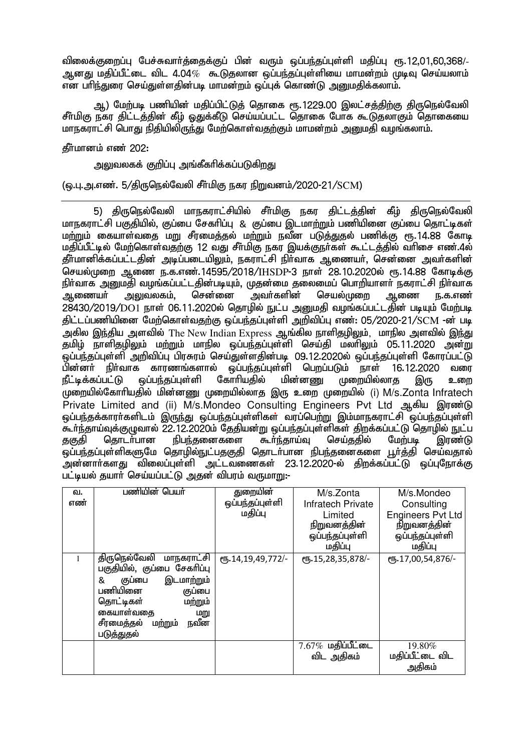விலைக்குறைப்பு பேச்சுவார்த்தைக்குப் பின் வரும் ஒப்பந்தப்புள்ளி மதிப்பு ரூ.12,01,60,368/- ஆனது மதிப்பீட்டை விட 4.04% கூடுதலான ஒப்பந்தப்புள்ளியை மாமன்றம் முடிவு செய்யலாம் என பரிந்துரை செய்துள்ளதின்படி மாமன்றம் ஒப்புக் கொண்டு அனுமதிக்கலாம்.

ஆ) மேற்படி பணியின் மதிப்பிட்டுத் தொகை ரூ.1229.00 இலட்சத்திற்கு திருநெல்வேலி சீர்மிகு நகர திட்டத்தின் கீழ் ஒதுக்கீடு செய்யப்பட்ட தொகை போக கூடுதலாகும் தொகையை மாநகராட்சி பொது நிதியிலிருந்து மேற்கொள்வதற்கும் மாமன்றம் அனுமதி வழங்கலாம்.

தீர்மானம் எண் 202:

அலுவலகக் குறிப்பு அங்கீகரிக்கப்படுகிறது

(ஒ.பு.அ.எண். 5/திருநெல்வேலி சீர்மிகு நகர நிறுவனம்/2020-21/SCM)

---

5) திருநெல்வேலி மாநகராட்சியில் சீர்மிகு நகர திட்டத்தின் கீழ் திருநெல்வேலி மாநகராட்சி பகுதியில், குப்பை சேகரிப்பு & குப்பை இடமாற்றும் பணியினை குப்பை தொட்டிகள் மற்றும் கையாள்வதை மறு சீரமைத்தல் மற்றும் நவீன படுத்துதல் பணிக்கு ரூ.14.88 கோடி மதிப்பீட்டில் மேற்கொள்வதற்கு 12 வது சீர்மிகு நகர இயக்குநர்கள் கூட்டத்தில் வரிசை எண்.4ல் தீர்மானிக்கப்பட்டதின் அடிப்படையிலும், நகராட்சி நிர்வாக ஆணையர், சென்னை அவர்களின் செயல்முறை ஆணை ந.க.எண்.14595/2018/IHSDP-3 நாள் 28.10.2020ல் ரூ.14.88 கோடிக்கு நிர்வாக அனுமதி வழங்கப்பட்டதின்படியும், முதன்மை தலைமைப் பொறியாளர் நகராட்சி நிர்வாக ஆணையர் அலுவலகம், சென்னை அவர்களின் செயல்முறை ஆணை ந.க.எண் 28430/2019/DO1 நாள் 06.11.2020ல் தொழில் நுட்ப அனுமதி வழங்கப்பட்டதின் படியும் மேற்படி திட்டப்பணியினை மேற்கொள்வதற்கு ஒப்பந்தப்புள்ளி அறிவிப்பு எண்: 05/2020-21/SCM -ன் படி அகில இந்திய அளவில் The New Indian Express ஆங்கில நாளிதழிலும், மாநில அளவில் இந்து தமிழ் நாளிதழிலும் மற்றும் மாநில ஒப்பந்தப்புள்ளி செய்தி மலரிலும் 05.11.2020 அன்று ஒப்பந்தப்புள்ளி அறிவிப்பு பிரசுரம் செய்துள்ளதின்படி 09.12.2020ல் ஒப்பந்தப்புள்ளி கோரப்பட்டு பின்னர் நிர்வாக காரணங்களால் ஒப்பந்தப்புள்ளி பெறப்படும் நாள் 16.12.2020 வரை நீட்டிக்கப்பட்டு ஒப்பந்தப்புள்ளி கோரியதில் மின்னணு முறையில்லாத இரு உறை முறையில்கோரியதில் மின்னணு முறையில்லாத இரு உறை முறையில் (i) M/s.Zonta Infratech Private Limited and (ii) M/s.Mondeo Consulting Engineers Pvt Ltd ஆகிய இரண்டு ஒப்பந்தக்காரர்களிடம் இருந்து ஒப்பந்தப்புள்ளிகள் வரப்பெற்று இம்மாநகராட்சி ஒப்பந்தப்புள்ளி கூர்ந்தாய்வுக்குழுவால் 22.12.2020ம் தேதியன்று ஒப்பந்தப்புள்ளிகள் திறக்கப்பட்டு தொழில் நுட்ப தகுதி தொடர்பான நிபந்தனைகளை கூர்ந்தாய்வு செய்ததில் மேற்படி இரண்டு ஒப்பந்தப்புள்ளிகளுமே தொழில்நுட்பதகுதி தொடர்பான நிபந்தனைகளை பூர்த்தி செய்வதால் அன்னார்களது விலைப்புள்ளி அட்டவணைகள் 23.12.2020-ல் திறக்கப்பட்டு ஒப்புநோக்கு பட்டியல் தயார் செய்யப்பட்டு அதன் விபரம் வருமாறு:-

| வ. எண் | பணியின் பெயர் | துறையின் ஒப்பந்தப்புள்ளி மதிப்பு | M/s.Zonta Infratech Private Limited நிறுவனத்தின் ஒப்பந்தப்புள்ளி மதிப்பு | M/s.Mondeo Consulting Engineers Pvt Ltd நிறுவனத்தின் ஒப்பந்தப்புள்ளி மதிப்பு |
|---|---|---|---|---|
| 1 | திருநெல்வேலி மாநகராட்சி பகுதியில், குப்பை சேகரிப்பு & குப்பை இடமாற்றும் பணியினை குப்பை தொட்டிகள் மற்றும் கையாள்வதை மறு சீரமைத்தல் மற்றும் நவீன படுத்துதல் | ரூ.14,19,49,772/- | ரூ.15,28,35,878/- | ரூ.17,00,54,876/- |
| | | | 7.67% மதிப்பீட்டை விட அதிகம் | 19.80% மதிப்பீட்டை விட அதிகம் |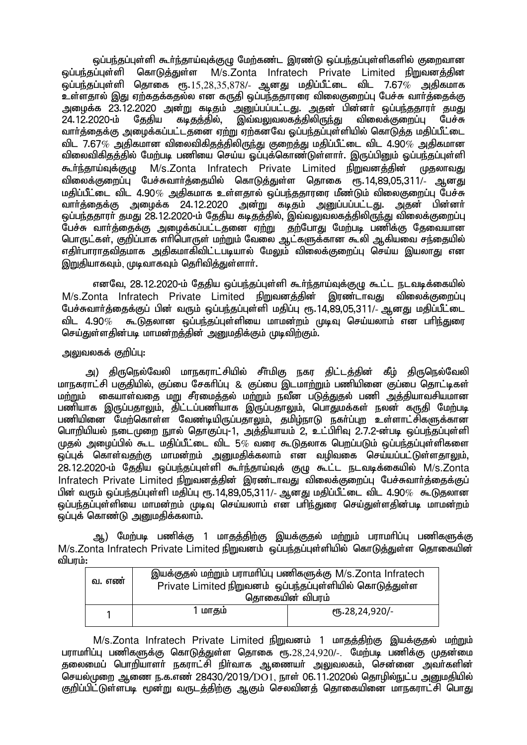ஒப்பந்தப்புள்ளி கூர்ந்தாய்வுக்குழு மேற்கண்ட இரண்டு ஒப்பந்தப்புள்ளிகளில் குறைவான ஒப்பந்தப்புள்ளி கொடுத்துள்ள M/s.Zonta Infratech Private Limited நிறுவனத்தின ஒப்பந்தப்புள்ளி தொகை ரூ.15,28,35,878/- ஆனது மதிப்பீட்டை விட 7.67% அதிகமாக உள்ளதால் இது ஏற்கதக்கதல்ல என கருதி ஒப்பந்ததாரரை விலைகுறைப்பு பேச்சு வார்த்தைக்கு அழைக்க 23.12.2020 அன்று கடிதம் அனுப்பப்பட்டது. அதன் பின்னர் ஒப்பந்ததாரர் தமது 24.12.2020-ம் தேதிய கடிதத்தில், இவ்வலுவலகத்திலிருந்து விலைக்குறைப்பு பேச்சு வார்த்தைக்கு அழைக்கப்பட்டதனை ஏற்று ஏற்கனவே ஓப்பந்தப்புள்ளியில் கொடுத்த மதிப்பீட்டை விட 7.67% அதிகமான விலைவிகிதத்திலிருந்து குறைத்து மதிப்பீட்டை விட 4.90% அதிகமான விலைவிகிதத்தில் மேற்படி பணியை செய்ய ஒப்புக்கொண்டுள்ளார். இருப்பினும் ஒப்பந்தப்புள்ளி கூர்ந்தாய்வுக்குழு M/s.Zonta Infratech Private Limited நிறுவனத்தின் முதலாவது விலைக்குறைப்பு பேச்சுவார்த்தையில் கொடுத்துள்ள தொகை ரூ.14,89,05,311/- ஆனது மதிப்பீட்டை விட 4.90% அதிகமாக உள்ளதால் ஒப்பந்ததாரரை மீண்டும் விலைகுறைப்பு பேச்சு வார்த்தைக்கு அழைக்க 24.12.2020 அன்று கடிதம் அனுப்பப்பட்டது. அதன் பின்னர் ஒப்பந்ததாரர் தமது 28.12.2020-ம் தேதிய கடிதத்தில், இவ்வலுவலகத்திலிருந்து விலைக்குறைப்பு பேச்சு வார்த்தைக்கு அழைக்கப்பட்டதனை ஏற்று தற்போது மேற்படி பணிக்கு தேவையான பொருட்கள், குறிப்பாக எரிபொருள் மற்றும் வேலை ஆட்களுக்கான கூலி ஆகியவை சந்தையில் எதிர்பாராதவிதமாக அதிகமாகிவிட்டபடியால் மேலும் விலைக்குறைப்பு செய்ய இயலாது என இறுதியாகவும், முடிவாகவும் தெரிவித்துள்ளார்.

எனவே, 28.12.2020-ம் தேதிய ஒப்பந்தப்புள்ளி கூர்ந்தாய்வுக்குழு கூட்ட நடவடிக்கையில் M/s.Zonta Infratech Private Limited நிறுவனத்தின் இரண்டாவது விலைக்குறைப்பு பேச்சுவார்த்தைக்குப் பின் வரும் ஒப்பந்தப்புள்ளி மதிப்பு ரூ.14,89,05,311/- ஆனது மதிப்பீட்டை விட 4.90% கூடுதலான ஒப்பந்தப்புள்ளியை மாமன்றம் முடிவு செய்யலாம் என பரிந்துரை செய்துள்ளதின்படி மாமன்றத்தின் அனுமதிக்கும் முடிவிற்கும்.

அலுவலகக் குறிப்பு:

அ) திருநெல்வேலி மாநகராட்சியில் சீர்மிகு நகர திட்டத்தின் கீழ் திருநெல்வேலி மாநகராட்சி பகுதியில், குப்பை சேகரிப்பு & குப்பை இடமாற்றும் பணியினை குப்பை தொட்டிகள் மற்றும் கையாள்வதை மறு சீரமைத்தல் மற்றும் நவீன படுத்துதல் பணி அத்தியாவசியமான பணியாக இருப்பதாலும், திட்டப்பணியாக இருப்பதாலும், பொதுமக்கள் நலன் கருதி மேற்படி பணியினை மேற்கொள்ள வேண்டியிருப்பதாலும், தமிழ்நாடு நகர்ப்புற உள்ளாட்சிகளுக்கான பொறியியல் நடைமுறை நூல் தொகுப்பு-1, அத்தியாயம் 2, உட்பிரிவு 2.7.2-ன்படி ஒப்பந்தப்புள்ளி முதல் அழைப்பில் கூட மதிப்பீட்டை விட 5% வரை கூடுதலாக பெறப்படும் ஒப்பந்தப்புள்ளிகளை ஒப்புக் கொள்வதற்கு மாமன்றம் அனுமதிக்கலாம் என வழிவகை செய்யப்பட்டுள்ளதாலும், 28.12.2020-ம் தேதிய ஒப்பந்தப்புள்ளி கூர்ந்தாய்வுக் குழு கூட்ட நடவடிக்கையில் M/s.Zonta Infratech Private Limited நிறுவனத்தின் இரண்டாவது விலைக்குறைப்பு பேச்சுவார்த்தைக்குப் பின் வரும் ஒப்பந்தப்புள்ளி மதிப்பு ரூ.14,89,05,311/- ஆனது மதிப்பீட்டை விட 4.90% கூடுதலான ஒப்பந்தப்புள்ளியை மாமன்றம் முடிவு செய்யலாம் என பரிந்துரை செய்துள்ளதின்படி மாமன்றம் ஒப்புக் கொண்டு அனுமதிக்கலாம்.

ஆ) மேற்படி பணிக்கு 1 மாதத்திற்கு இயக்குதல் மற்றும் பராமரிப்பு பணிகளுக்கு M/s.Zonta Infratech Private Limited நிறுவனம் ஒப்பந்தப்புள்ளியில் கொடுத்துள்ள தொகையின் விபரம்:

| வ. எண் | இயக்குதல் மற்றும் பராமரிப்பு பணிகளுக்கு M/s.Zonta Infratech Private Limited நிறுவனம் ஒப்பந்தப்புள்ளியில் கொடுத்துள்ள தொகையின் விபரம் | |
|---|---|---|
| 1 | 1 மாதம் | ரூ.28,24,920/- |

M/s.Zonta Infratech Private Limited நிறுவனம் 1 மாதத்திற்கு இயக்குதல் மற்றும் பராமரிப்பு பணிகளுக்கு கொடுத்துள்ள தொகை ரூ.28,24,920/-. மேற்படி பணிக்கு முதன்மை தலைமைப் பொறியாளர் நகராட்சி நிர்வாக ஆணையர் அலுவலகம், சென்னை அவர்களின் செயல்முறை ஆணை ந.க.எண் 28430/2019/DO1, நாள் 06.11.2020ல் தொழில்நுட்ப அனுமதியில் குறிப்பிட்டுள்ளபடி மூன்று வருடத்திற்கு ஆகும் செலவினத் தொகையினை மாநகராட்சி பொது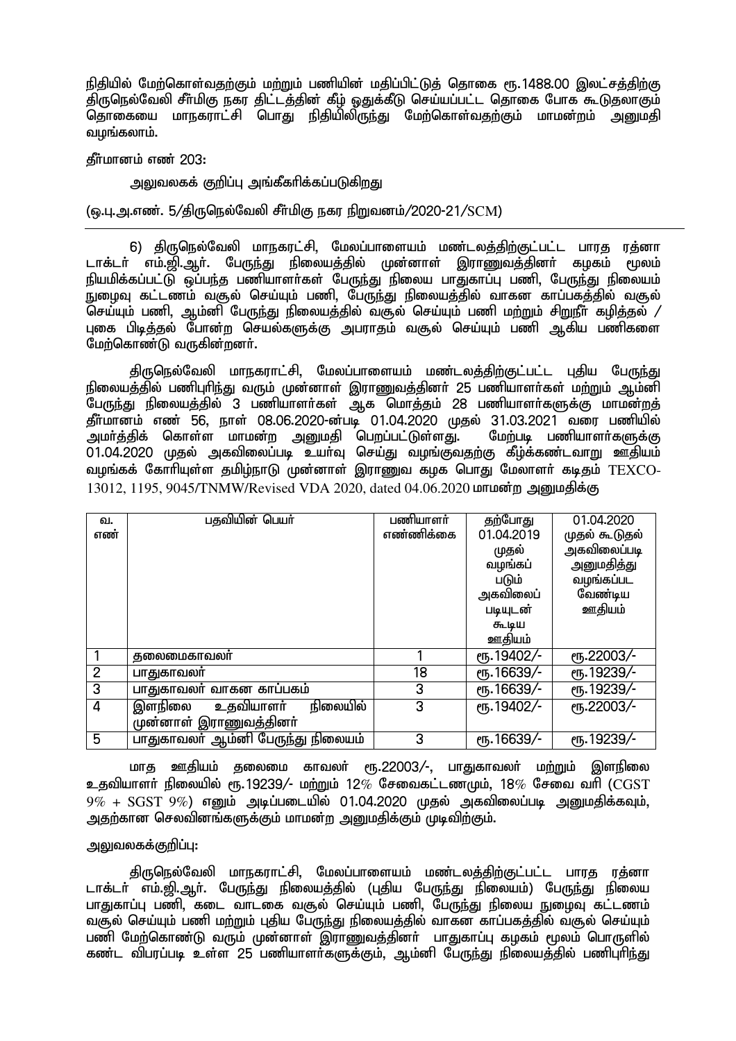நிதியில் மேற்கொள்வதற்கும் மற்றும் பணியின் மதிப்பிட்டுத் தொகை ரூ.1488.00 இலட்சத்திற்கு திருநெல்வேலி சீர்மிகு நகர திட்டத்தின் கீழ் ஒதுக்கீடு செய்யப்பட்ட தொகை போக கூடுதலாகும் தொகையை மாநகராட்சி பொது நிதியிலிருந்து மேற்கொள்வதற்கும் மாமன்றம் அனுமதி வழங்கலாம்.

தீர்மானம் எண் 203:

அலுவலகக் குறிப்பு அங்கீகரிக்கப்படுகிறது

(ஒ.பு.அ.எண். 5/திருநெல்வேலி சீர்மிகு நகர நிறுவனம்/2020-21/SCM)

---

6) திருநெல்வேலி மாநகராட்சி, மேலப்பாளையம் மண்டலத்திற்குட்பட்ட பாரத ரத்னா டாக்டர் எம்.ஜி.ஆர். பேருந்து நிலையத்தில் முன்னாள் இராணுவத்தினர் கழகம் மூலம் நியமிக்கப்பட்டு ஒப்பந்த பணியாளர்கள் பேருந்து நிலைய பாதுகாப்பு பணி, பேருந்து நிலையம் நுழைவு கட்டணம் வசூல் செய்யும் பணி, பேருந்து நிலையத்தில் வாகன காப்பகத்தில் வசூல் செய்யும் பணி, ஆம்னி பேருந்து நிலையத்தில் வசூல் செய்யும் பணி மற்றும் சிறுநீர் கழித்தல் / புகை பிடித்தல் போன்ற செயல்களுக்கு அபராதம் வசூல் செய்யும் பணி ஆகிய பணிகளை மேற்கொண்டு வருகின்றனர்.

திருநெல்வேலி மாநகராட்சி, மேலப்பாளையம் மண்டலத்திற்குட்பட்ட புதிய பேருந்து நிலையத்தில் பணிபுரிந்து வரும் முன்னாள் இராணுவத்தினர் 25 பணியாளர்கள் மற்றும் ஆம்னி பேருந்து நிலையத்தில் 3 பணியாளர்கள் ஆக மொத்தம் 28 பணியாளர்களுக்கு மாமன்றத் தீர்மானம் எண் 56, நாள் 08.06.2020-ன்படி 01.04.2020 முதல் 31.03.2021 வரை பணியில் அமர்த்திக் கொள்ள மாமன்ற அனுமதி பெறப்பட்டுள்ளது. மேற்படி பணியாளர்களுக்கு 01.04.2020 முதல் அகவிலைப்படி உயர்வு செய்து வழங்குவதற்கு கீழ்க்கண்டவாறு ஊதியம் வழங்கக் கோரியுள்ள தமிழ்நாடு முன்னாள் இராணுவ கழக பொது மேலாளர் கடிதம் TEXCO-13012, 1195, 9045/TNMW/Revised VDA 2020, dated 04.06.2020 மாமன்ற அனுமதிக்கு

| வ. எண் | பதவியின் பெயர் | பணியாளர் எண்ணிக்கை | தற்போது 01.04.2019 முதல் வழங்கப் படும் அகவிலைப் படியுடன் கூடிய ஊதியம் | 01.04.2020 முதல் கூடுதல் அகவிலைப்படி அனுமதித்து வழங்கப்பட வேண்டிய ஊதியம் |
|---|---|---|---|---|
| 1 | தலைமைகாவலர் | 1 | ரூ.19402/- | ரூ.22003/- |
| 2 | பாதுகாவலர் | 18 | ரூ.16639/- | ரூ.19239/- |
| 3 | பாதுகாவலர் வாகன காப்பகம் | 3 | ரூ.16639/- | ரூ.19239/- |
| 4 | இளநிலை உதவியாளர் நிலையில் முன்னாள் இராணுவத்தினர் | 3 | ரூ.19402/- | ரூ.22003/- |
| 5 | பாதுகாவலர் ஆம்னி பேருந்து நிலையம் | 3 | ரூ.16639/- | ரூ.19239/- |

மாத ஊதியம் தலைமை காவலர் ரூ.22003/-, பாதுகாவலர் மற்றும் இளநிலை உதவியாளர் நிலையில் ரூ.19239/- மற்றும் 12% சேவைகட்டணமும், 18% சேவை வரி (CGST 9% + SGST 9%) எனும் அடிப்படையில் 01.04.2020 முதல் அகவிலைப்படி அனுமதிக்கவும், அதற்கான செலவினங்களுக்கும் மாமன்ற அனுமதிக்கும் முடிவிற்கும்.

அலுவலகக்குறிப்பு:

திருநெல்வேலி மாநகராட்சி, மேலப்பாளையம் மண்டலத்திற்குட்பட்ட பாரத ரத்னா டாக்டர் எம்.ஜி.ஆர். பேருந்து நிலையத்தில் (புதிய பேருந்து நிலையம்) பேருந்து நிலைய பாதுகாப்பு பணி, கடை வாடகை வசூல் செய்யும் பணி, பேருந்து நிலைய நுழைவு கட்டணம் வசூல் செய்யும் பணி மற்றும் புதிய பேருந்து நிலையத்தில் வாகன காப்பகத்தில் வசூல் செய்யும் பணி மேற்கொண்டு வரும் முன்னாள் இராணுவத்தினர் பாதுகாப்பு கழகம் மூலம் பொருளில் கண்ட விபரப்படி உள்ள 25 பணியாளர்களுக்கும், ஆம்னி பேருந்து நிலையத்தில் பணிபுரிந்து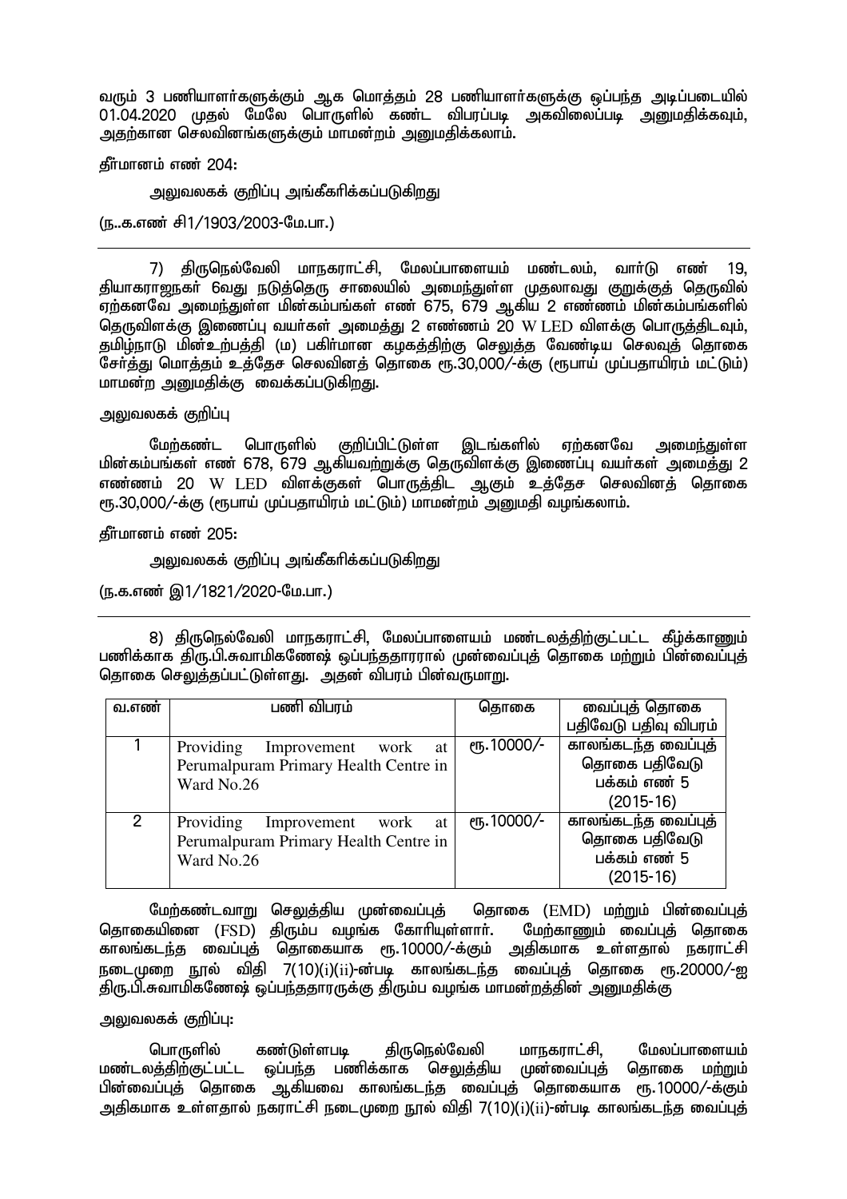வரும் 3 பணியாளர்களுக்கும் ஆக மொத்தம் 28 பணியாளர்களுக்கு ஒப்பந்த அடிப்படையில் 01.04.2020 முதல் மேலே பொருளில் கண்ட விபரப்படி அகவிலைப்படி அனுமதிக்கவும், அதற்கான செலவினங்களுக்கும் மாமன்றம் அனுமதிக்கலாம்.

தீர்மானம் எண் 204:

அலுவலகக் குறிப்பு அங்கீகரிக்கப்படுகிறது

(ந..க.எண் சி1/1903/2003-மே.பா.)

---

7) திருநெல்வேலி மாநகராட்சி, மேலப்பாளையம் மண்டலம், வார்டு எண் 19, தியாகராஜநகர் 6வது நடுத்தெரு சாலையில் அமைந்துள்ள முதலாவது குறுக்குத் தெருவில் ஏற்கனவே அமைந்துள்ள மின்கம்பங்கள் எண் 675, 679 ஆகிய 2 எண்ணம் மின்கம்பங்களில் தெருவிளக்கு இணைப்பு வயர்கள் அமைத்து 2 எண்ணம் 20 W LED விளக்கு பொருத்திடவும், தமிழ்நாடு மின்உற்பத்தி (ம) பகிர்மான கழகத்திற்கு செலுத்த வேண்டிய செலவுத் தொகை சேர்த்து மொத்தம் உத்தேச செலவினத் தொகை ரூ.30,000/-க்கு (ரூபாய் முப்பதாயிரம் மட்டும்) மாமன்ற அனுமதிக்கு வைக்கப்படுகிறது.

அலுவலகக் குறிப்பு

மேற்கண்ட பொருளில் குறிப்பிட்டுள்ள இடங்களில் ஏற்கனவே அமைந்துள்ள மின்கம்பங்கள் எண் 678, 679 ஆகியவற்றுக்கு தெருவிளக்கு இணைப்பு வயர்கள் அமைத்து 2 எண்ணம் 20 W LED விளக்குகள் பொருத்திட ஆகும் உத்தேச செலவினத் தொகை ரூ.30,000/-க்கு (ரூபாய் முப்பதாயிரம் மட்டும்) மாமன்றம் அனுமதி வழங்கலாம்.

தீர்மானம் எண் 205:

அலுவலகக் குறிப்பு அங்கீகரிக்கப்படுகிறது

(ந.க.எண் இ1/1821/2020-மே.பா.)

---

8) திருநெல்வேலி மாநகராட்சி, மேலப்பாளையம் மண்டலத்திற்குட்பட்ட கீழ்க்காணும் பணிக்காக திரு.பி.சுவாமிகணேஷ் ஒப்பந்ததாரரால் முன்வைப்புத் தொகை மற்றும் பின்வைப்புத் தொகை செலுத்தப்பட்டுள்ளது. அதன் விபரம் பின்வருமாறு.

| வ.எண் | பணி விபரம் | தொகை | வைப்புத் தொகை பதிவேடு பதிவு விபரம் |
|---|---|---|---|
| 1 | Providing Improvement work at Perumalpuram Primary Health Centre in Ward No.26 | ரூ.10000/- | காலங்கடந்த வைப்புத் தொகை பதிவேடு பக்கம் எண் 5 (2015-16) |
| 2 | Providing Improvement work at Perumalpuram Primary Health Centre in Ward No.26 | ரூ.10000/- | காலங்கடந்த வைப்புத் தொகை பதிவேடு பக்கம் எண் 5 (2015-16) |

மேற்கண்டவாறு செலுத்திய முன்வைப்புத் தொகை (EMD) மற்றும் பின்வைப்புத் தொகையினை (FSD) திரும்ப வழங்க கோரியுள்ளார். மேற்காணும் வைப்புத் தொகை காலங்கடந்த வைப்புத் தொகையாக ரூ.10000/-க்கும் அதிகமாக உள்ளதால் நகராட்சி நடைமுறை நூல் விதி 7(10)(i)(ii)-ன்படி காலங்கடந்த வைப்புத் தொகை ரூ.20000/-ஐ திரு.பி.சுவாமிகணேஷ் ஒப்பந்ததாரருக்கு திரும்ப வழங்க மாமன்றத்தின் அனுமதிக்கு

அலுவலகக் குறிப்பு:

பொருளில் கண்டுள்ளபடி திருநெல்வேலி மாநகராட்சி, மேலப்பாளையம் மண்டலத்திற்குட்பட்ட ஒப்பந்த பணிக்காக செலுத்திய முன்வைப்புத் தொகை மற்றும் பின்வைப்புத் தொகை ஆகியவை காலங்கடந்த வைப்புத் தொகையாக ரூ.10000/-க்கும் அதிகமாக உள்ளதால் நகராட்சி நடைமுறை நூல் விதி 7(10)(i)(ii)-ன்படி காலங்கடந்த வைப்புத்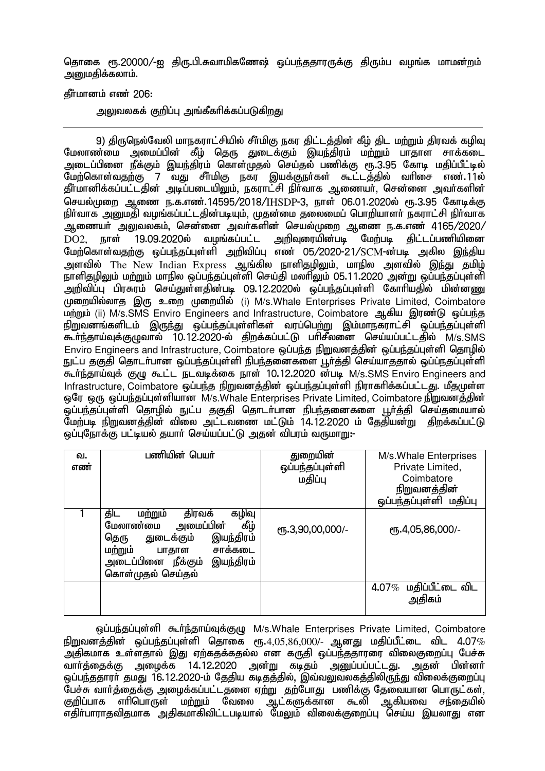தொகை ரூ.20000/-ஐ திரு.பி.சுவாமிகணேஷ் ஒப்பந்ததாரருக்கு திரும்ப வழங்க மாமன்றம் அனுமதிக்கலாம்.

தீர்மானம் எண் 206:

அலுவலகக் குறிப்பு அங்கீகரிக்கப்படுகிறது

---

9) திருநெல்வேலி மாநகராட்சியில் சீர்மிகு நகர திட்டத்தின் கீழ் திட மற்றும் திரவக் கழிவு மேலாண்மை அமைப்பின் கீழ் தெரு துடைக்கும் இயந்திரம் மற்றும் பாதாள சாக்கடை அடைப்பினை நீக்கும் இயந்திரம் கொள்முதல் செய்தல் பணிக்கு ரூ.3.95 கோடி மதிப்பீட்டில் மேற்கொள்வதற்கு 7 வது சீர்மிகு நகர இயக்குநர்கள் கூட்டத்தில் வரிசை எண்.11ல் தீர்மானிக்கப்பட்டதின் அடிப்படையிலும், நகராட்சி நிர்வாக ஆணையர், சென்னை அவர்களின் செயல்முறை ஆணை ந.க.எண்.14595/2018/IHSDP-3, நாள் 06.01.2020ல் ரூ.3.95 கோடிக்கு நிர்வாக அனுமதி வழங்கப்பட்டதின்படியும், முதன்மை தலைமைப் பொறியாளர் நகராட்சி நிர்வாக ஆணையர் அலுவலகம், சென்னை அவர்களின் செயல்முறை ஆணை ந.க.எண் 4165/2020/ DO2, நாள் 19.09.2020ல் வழங்கப்பட்ட அறிவுரையின்படி மேற்படி திட்டப்பணியினை மேற்கொள்வதற்கு ஒப்பந்தப்புள்ளி அறிவிப்பு எண் 05/2020-21/SCM-ன்படி அகில இந்திய அளவில் The New Indian Express ஆங்கில நாளிதழிலும், மாநில அளவில் இந்து தமிழ் நாளிதழிலும் மற்றும் மாநில ஒப்பந்தப்புள்ளி செய்தி மலரிலும் 05.11.2020 அன்று ஒப்பந்தப்புள்ளி அறிவிப்பு பிரசுரம் செய்துள்ளதின்படி 09.12.2020ல் ஒப்பந்தப்புள்ளி கோரியதில் மின்னணு முறையில்லாத இரு உறை முறையில் (i) M/s.Whale Enterprises Private Limited, Coimbatore மற்றும் (ii) M/s.SMS Enviro Engineers and Infrastructure, Coimbatore ஆகிய இரண்டு ஒப்பந்த நிறுவனங்களிடம் இருந்து ஒப்பந்தப்புள்ளிகள் வரப்பெற்று இம்மாநகராட்சி ஒப்பந்தப்புள்ளி கூர்ந்தாய்வுக்குழுவால் 10.12.2020-ல் திறக்கப்பட்டு பரிசீலனை செய்யப்பட்டதில் M/s.SMS Enviro Engineers and Infrastructure, Coimbatore ஒப்பந்த நிறுவனத்தின் ஒப்பந்தப்புள்ளி தொழில் நுட்ப தகுதி தொடர்பான ஒப்பந்தப்புள்ளி நிபந்தனைகளை பூர்த்தி செய்யாததால் ஒப்பநதப்புள்ளி கூர்ந்தாய்வுக் குழு கூட்ட நடவடிக்கை நாள் 10.12.2020 ன்படி M/s.SMS Enviro Engineers and Infrastructure, Coimbatore ஒப்பந்த நிறுவனத்தின் ஒப்பந்தப்புள்ளி நிராகரிக்கப்பட்டது. மீதமுள்ள ஒரே ஒரு ஒப்பந்தப்புள்ளியான M/s.Whale Enterprises Private Limited, Coimbatore நிறுவனத்தின் ஒப்பந்தப்புள்ளி தொழில் நுட்ப தகுதி தொடர்பான நிபந்தனைகளை பூர்த்தி செய்தமையால் மேற்படி நிறுவனத்தின் விலை அட்டவணை மட்டும் 14.12.2020 ம் தேதியன்று திறக்கப்பட்டு ஒப்புநோக்கு பட்டியல் தயார் செய்யப்பட்டு அதன் விபரம் வருமாறு:-

| வ. எண் | பணியின் பெயர் | துறையின் ஒப்பந்தப்புள்ளி மதிப்பு | M/s.Whale Enterprises Private Limited, Coimbatore நிறுவனத்தின் ஒப்பந்தப்புள்ளி மதிப்பு |
|---|---|---|---|
| 1 | திட மற்றும் திரவக் கழிவு மேலாண்மை அமைப்பின் கீழ் தெரு துடைக்கும் இயந்திரம் மற்றும் பாதாள சாக்கடை அடைப்பினை நீக்கும் இயந்திரம் கொள்முதல் செய்தல் | ரூ.3,90,00,000/- | ரூ.4,05,86,000/- |
| | | | 4.07% மதிப்பீட்டை விட அதிகம் |

ஒப்பந்தப்புள்ளி கூர்ந்தாய்வுக்குழு M/s.Whale Enterprises Private Limited, Coimbatore நிறுவனத்தின் ஒப்பந்தப்புள்ளி தொகை ரூ.4,05,86,000/- ஆனது மதிப்பீட்டை விட 4.07% அதிகமாக உள்ளதால் இது ஏற்கதக்கதல்ல என கருதி ஒப்பந்ததாரரை விலைகுறைப்பு பேச்சு வார்த்தைக்கு அழைக்க 14.12.2020 அன்று கடிதம் அனுப்பப்பட்டது. அதன் பின்னர் ஒப்பந்ததாரர் தமது 16.12.2020-ம் தேதிய கடிதத்தில், இவ்வலுவலகத்திலிருந்து விலைக்குறைப்பு பேச்சு வார்த்தைக்கு அழைக்கப்பட்டதனை ஏற்று தற்போது பணிக்கு தேவையான பொருட்கள், குறிப்பாக எரிபொருள் மற்றும் வேலை ஆட்களுக்கான கூலி ஆகியவை சந்தையில் எதிர்பாராதவிதமாக அதிகமாகிவிட்டபடியால் மேலும் விலைக்குறைப்பு செய்ய இயலாது என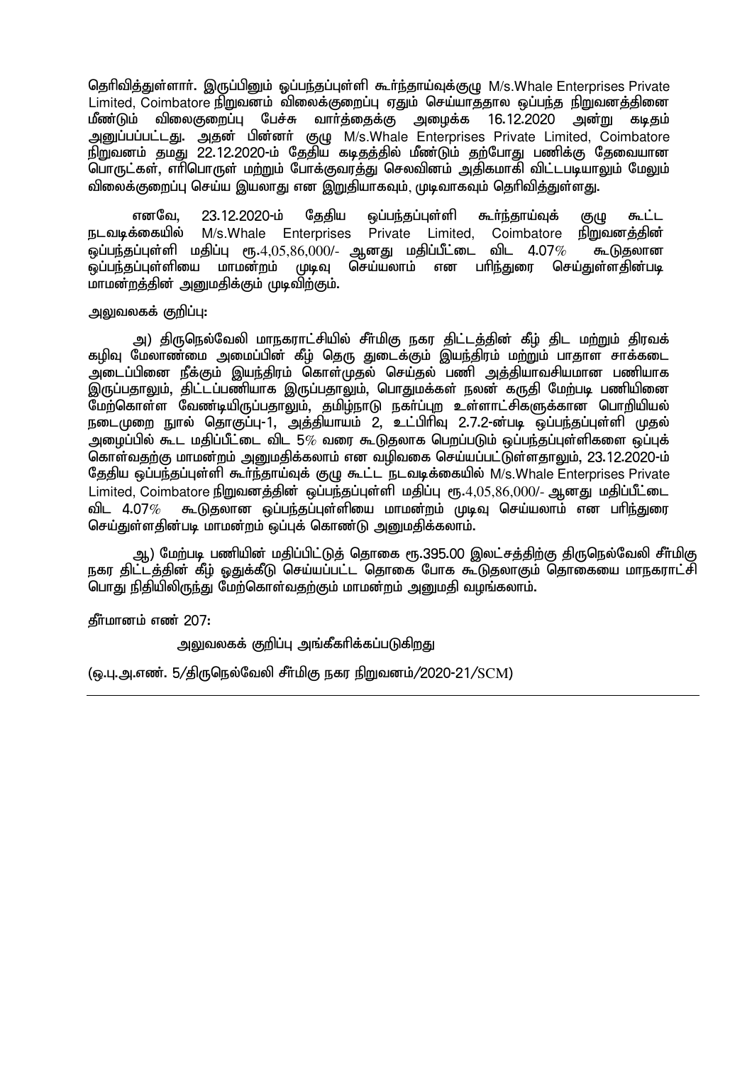தெரிவித்துள்ளார். இருப்பினும் ஒப்பந்தப்புள்ளி கூர்ந்தாய்வுக்குழு M/s.Whale Enterprises Private Limited, Coimbatore நிறுவனம் விலைக்குறைப்பு ஏதும் செய்யாததால ஒப்பந்த நிறுவனத்தினை மீண்டும் விலைகுறைப்பு பேச்சு வார்த்தைக்கு அழைக்க 16.12.2020 அன்று கடிதம் அனுப்பப்பட்டது. அதன் பின்னர் குழு M/s.Whale Enterprises Private Limited, Coimbatore நிறுவனம் தமது 22.12.2020-ம் தேதிய கடிதத்தில் மீண்டும் தற்போது பணிக்கு தேவையான பொருட்கள், எரிபொருள் மற்றும் போக்குவரத்து செலவினம் அதிகமாகி விட்டபடியாலும் மேலும் விலைக்குறைப்பு செய்ய இயலாது என இறுதியாகவும், முடிவாகவும் தெரிவித்துள்ளது.

எனவே, 23.12.2020-ம் தேதிய ஒப்பந்தப்புள்ளி கூர்ந்தாய்வுக் குழு கூட்ட நடவடிக்கையில் M/s.Whale Enterprises Private Limited, Coimbatore நிறுவனத்தின் ஒப்பந்தப்புள்ளி மதிப்பு ரூ.4,05,86,000/- ஆனது மதிப்பீட்டை விட 4.07% கூடுதலான ஒப்பந்தப்புள்ளியை மாமன்றம் முடிவு செய்யலாம் என பரிந்துரை செய்துள்ளதின்படி மாமன்றத்தின் அனுமதிக்கும் முடிவிற்கும்.

அலுவலகக் குறிப்பு:

அ) திருநெல்வேலி மாநகராட்சியில் சீர்மிகு நகர திட்டத்தின் கீழ் திட மற்றும் திரவக் கழிவு மேலாண்மை அமைப்பின் கீழ் தெரு துடைக்கும் இயந்திரம் மற்றும் பாதாள சாக்கடை அடைப்பினை நீக்கும் இயந்திரம் கொள்முதல் செய்தல் பணி அத்தியாவசியமான பணியாக இருப்பதாலும், திட்டப்பணியாக இருப்பதாலும், பொதுமக்கள் நலன் கருதி மேற்படி பணியினை மேற்கொள்ள வேண்டியிருப்பதாலும், தமிழ்நாடு நகர்ப்புற உள்ளாட்சிகளுக்கான பொறியியல் நடைமுறை நூல் தொகுப்பு-1, அத்தியாயம் 2, உட்பிரிவு 2.7.2-ன்படி ஒப்பந்தப்புள்ளி முதல் அழைப்பில் கூட மதிப்பீட்டை விட 5% வரை கூடுதலாக பெறப்படும் ஒப்பந்தப்புள்ளிகளை ஒப்புக் கொள்வதற்கு மாமன்றம் அனுமதிக்கலாம் என வழிவகை செய்யப்பட்டுள்ளதாலும், 23.12.2020-ம் தேதிய ஒப்பந்தப்புள்ளி கூர்ந்தாய்வுக் குழு கூட்ட நடவடிக்கையில் M/s.Whale Enterprises Private Limited, Coimbatore நிறுவனத்தின் ஒப்பந்தப்புள்ளி மதிப்பு ரூ.4,05,86,000/- ஆனது மதிப்பீட்டை விட 4.07% கூடுதலான ஒப்பந்தப்புள்ளியை மாமன்றம் முடிவு செய்யலாம் என பரிந்துரை செய்துள்ளதின்படி மாமன்றம் ஒப்புக் கொண்டு அனுமதிக்கலாம்.

ஆ) மேற்படி பணியின் மதிப்பிட்டுத் தொகை ரூ.395.00 இலட்சத்திற்கு திருநெல்வேலி சீர்மிகு நகர திட்டத்தின் கீழ் ஒதுக்கீடு செய்யப்பட்ட தொகை போக கூடுதலாகும் தொகையை மாநகராட்சி பொது நிதியிலிருந்து மேற்கொள்வதற்கும் மாமன்றம் அனுமதி வழங்கலாம்.

தீர்மானம் எண் 207:

அலுவலகக் குறிப்பு அங்கீகரிக்கப்படுகிறது

(ஒ.பு.அ.எண். 5/திருநெல்வேலி சீர்மிகு நகர நிறுவனம்/2020-21/SCM)